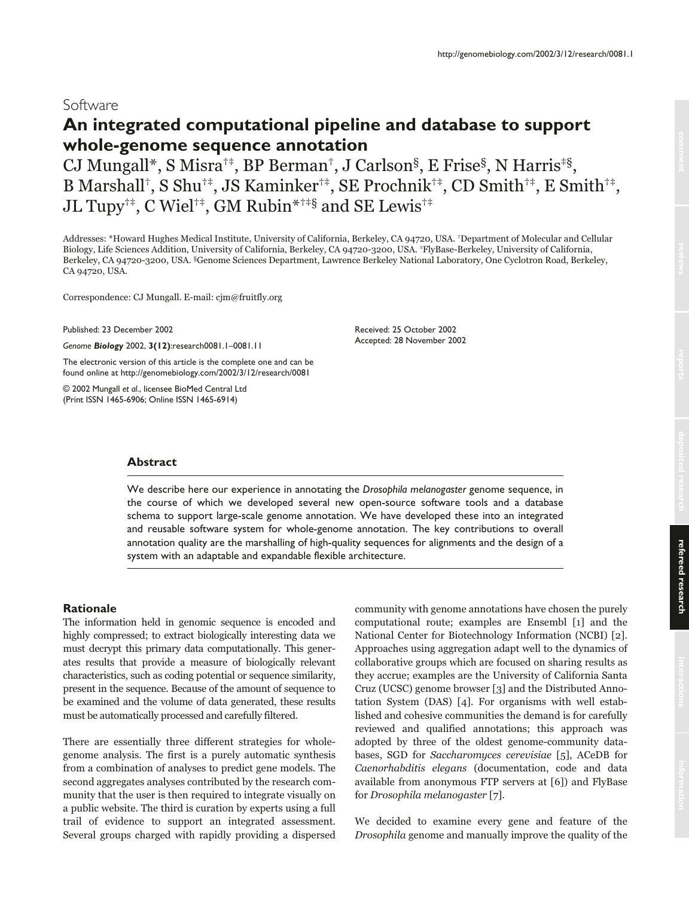Software

# An integrated computational pipeline and database to support whole-genome sequence annotation

CJ Mungall*, S Misra[†‡], BP Berman[†], J Carlson[§], E Frise[§], N Harris[‡§], B Marshall[†], S Shu[†‡], JS Kaminker[†‡], SE Prochnik[†‡], CD Smith[†‡], E Smith[†‡], JL Tupy[†‡], C Wiel[†‡], GM Rubin*[†‡§] and SE Lewis[†‡]

Addresses: *Howard Hughes Medical Institute, University of California, Berkeley, CA 94720, USA. [†]Department of Molecular and Cellular Biology, Life Sciences Addition, University of California, Berkeley, CA 94720-3200, USA. [‡]FlyBase-Berkeley, University of California, Berkeley, CA 94720-3200, USA. [§]Genome Sciences Department, Lawrence Berkeley National Laboratory, One Cyclotron Road, Berkeley, CA 94720, USA.

Correspondence: CJ Mungall. E-mail: cjm@fruitfly.org

Published: 23 December 2002

*Genome* ***Biology*** 2002, **3(12)**:research0081.1–0081.11

The electronic version of this article is the complete one and can be found online at http://genomebiology.com/2002/3/12/research/0081

© 2002 Mungall *et al*., licensee BioMed Central Ltd
(Print ISSN 1465-6906; Online ISSN 1465-6914)

Received: 25 October 2002
Accepted: 28 November 2002

## Abstract

We describe here our experience in annotating the *Drosophila melanogaster* genome sequence, in the course of which we developed several new open-source software tools and a database schema to support large-scale genome annotation. We have developed these into an integrated and reusable software system for whole-genome annotation. The key contributions to overall annotation quality are the marshalling of high-quality sequences for alignments and the design of a system with an adaptable and expandable flexible architecture.

## Rationale

The information held in genomic sequence is encoded and highly compressed; to extract biologically interesting data we must decrypt this primary data computationally. This generates results that provide a measure of biologically relevant characteristics, such as coding potential or sequence similarity, present in the sequence. Because of the amount of sequence to be examined and the volume of data generated, these results must be automatically processed and carefully filtered.

There are essentially three different strategies for whole-genome analysis. The first is a purely automatic synthesis from a combination of analyses to predict gene models. The second aggregates analyses contributed by the research community that the user is then required to integrate visually on a public website. The third is curation by experts using a full trail of evidence to support an integrated assessment. Several groups charged with rapidly providing a dispersed community with genome annotations have chosen the purely computational route; examples are Ensembl [1] and the National Center for Biotechnology Information (NCBI) [2]. Approaches using aggregation adapt well to the dynamics of collaborative groups which are focused on sharing results as they accrue; examples are the University of California Santa Cruz (UCSC) genome browser [3] and the Distributed Annotation System (DAS) [4]. For organisms with well established and cohesive communities the demand is for carefully reviewed and qualified annotations; this approach was adopted by three of the oldest genome-community databases, SGD for *Saccharomyces cerevisiae* [5], ACeDB for *Caenorhabditis elegans* (documentation, code and data available from anonymous FTP servers at [6]) and FlyBase for *Drosophila melanogaster* [7].

We decided to examine every gene and feature of the *Drosophila* genome and manually improve the quality of the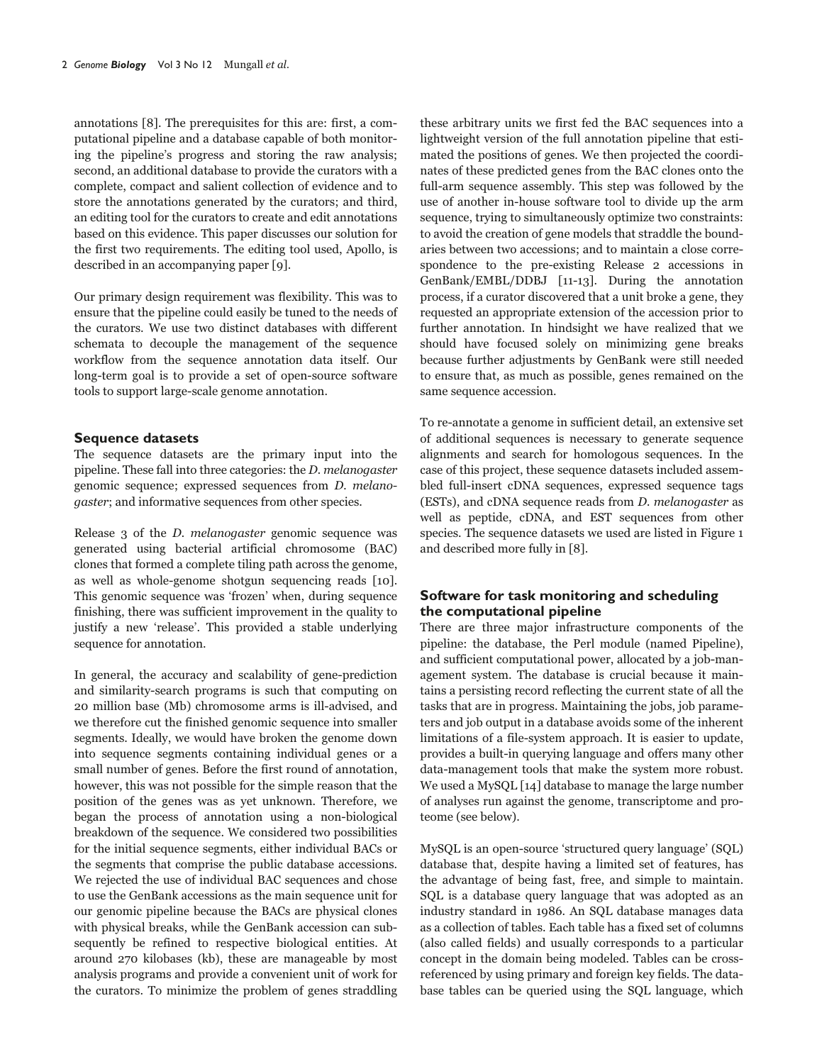annotations [8]. The prerequisites for this are: first, a computational pipeline and a database capable of both monitoring the pipeline's progress and storing the raw analysis; second, an additional database to provide the curators with a complete, compact and salient collection of evidence and to store the annotations generated by the curators; and third, an editing tool for the curators to create and edit annotations based on this evidence. This paper discusses our solution for the first two requirements. The editing tool used, Apollo, is described in an accompanying paper [9].

Our primary design requirement was flexibility. This was to ensure that the pipeline could easily be tuned to the needs of the curators. We use two distinct databases with different schemata to decouple the management of the sequence workflow from the sequence annotation data itself. Our long-term goal is to provide a set of open-source software tools to support large-scale genome annotation.

## Sequence datasets

The sequence datasets are the primary input into the pipeline. These fall into three categories: the *D. melanogaster* genomic sequence; expressed sequences from *D. melanogaster*; and informative sequences from other species.

Release 3 of the *D. melanogaster* genomic sequence was generated using bacterial artificial chromosome (BAC) clones that formed a complete tiling path across the genome, as well as whole-genome shotgun sequencing reads [10]. This genomic sequence was 'frozen' when, during sequence finishing, there was sufficient improvement in the quality to justify a new 'release'. This provided a stable underlying sequence for annotation.

In general, the accuracy and scalability of gene-prediction and similarity-search programs is such that computing on 20 million base (Mb) chromosome arms is ill-advised, and we therefore cut the finished genomic sequence into smaller segments. Ideally, we would have broken the genome down into sequence segments containing individual genes or a small number of genes. Before the first round of annotation, however, this was not possible for the simple reason that the position of the genes was as yet unknown. Therefore, we began the process of annotation using a non-biological breakdown of the sequence. We considered two possibilities for the initial sequence segments, either individual BACs or the segments that comprise the public database accessions. We rejected the use of individual BAC sequences and chose to use the GenBank accessions as the main sequence unit for our genomic pipeline because the BACs are physical clones with physical breaks, while the GenBank accession can subsequently be refined to respective biological entities. At around 270 kilobases (kb), these are manageable by most analysis programs and provide a convenient unit of work for the curators. To minimize the problem of genes straddling these arbitrary units we first fed the BAC sequences into a lightweight version of the full annotation pipeline that estimated the positions of genes. We then projected the coordinates of these predicted genes from the BAC clones onto the full-arm sequence assembly. This step was followed by the use of another in-house software tool to divide up the arm sequence, trying to simultaneously optimize two constraints: to avoid the creation of gene models that straddle the boundaries between two accessions; and to maintain a close correspondence to the pre-existing Release 2 accessions in GenBank/EMBL/DDBJ [11-13]. During the annotation process, if a curator discovered that a unit broke a gene, they requested an appropriate extension of the accession prior to further annotation. In hindsight we have realized that we should have focused solely on minimizing gene breaks because further adjustments by GenBank were still needed to ensure that, as much as possible, genes remained on the same sequence accession.

To re-annotate a genome in sufficient detail, an extensive set of additional sequences is necessary to generate sequence alignments and search for homologous sequences. In the case of this project, these sequence datasets included assembled full-insert cDNA sequences, expressed sequence tags (ESTs), and cDNA sequence reads from *D. melanogaster* as well as peptide, cDNA, and EST sequences from other species. The sequence datasets we used are listed in Figure 1 and described more fully in [8].

## Software for task monitoring and scheduling the computational pipeline

There are three major infrastructure components of the pipeline: the database, the Perl module (named Pipeline), and sufficient computational power, allocated by a job-management system. The database is crucial because it maintains a persisting record reflecting the current state of all the tasks that are in progress. Maintaining the jobs, job parameters and job output in a database avoids some of the inherent limitations of a file-system approach. It is easier to update, provides a built-in querying language and offers many other data-management tools that make the system more robust. We used a MySQL [14] database to manage the large number of analyses run against the genome, transcriptome and proteome (see below).

MySQL is an open-source 'structured query language' (SQL) database that, despite having a limited set of features, has the advantage of being fast, free, and simple to maintain. SQL is a database query language that was adopted as an industry standard in 1986. An SQL database manages data as a collection of tables. Each table has a fixed set of columns (also called fields) and usually corresponds to a particular concept in the domain being modeled. Tables can be cross-referenced by using primary and foreign key fields. The database tables can be queried using the SQL language, which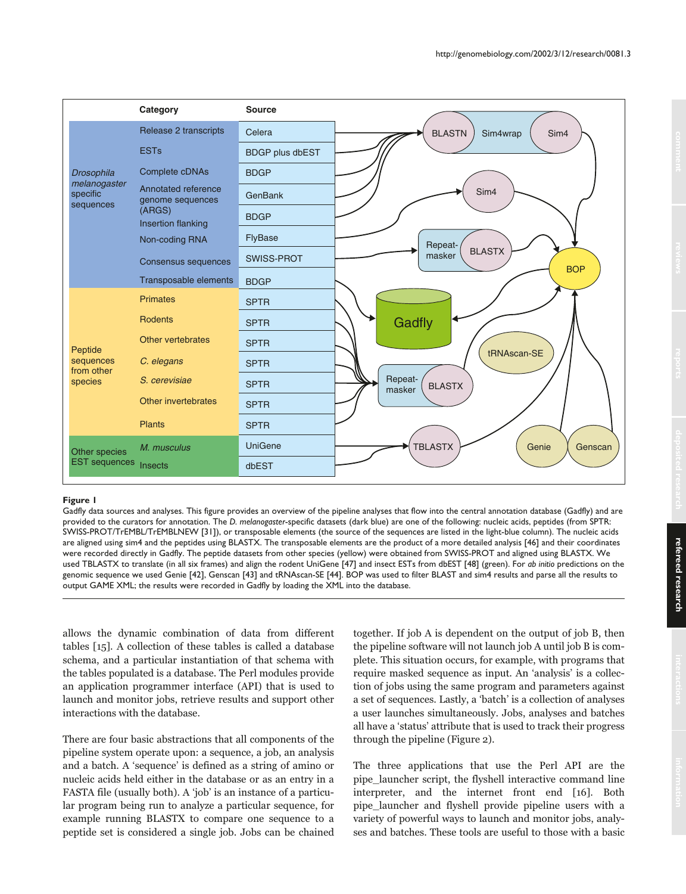**Figure 1**

Gadfly data sources and analyses. This figure provides an overview of the pipeline analyses that flow into the central annotation database (Gadfly) and are provided to the curators for annotation. The *D. melanogaster*-specific datasets (dark blue) are one of the following: nucleic acids, peptides (from SPTR: SWISS-PROT/TrEMBL/TrEMBLNEW [31]), or transposable elements (the source of the sequences are listed in the light-blue column). The nucleic acids are aligned using sim4 and the peptides using BLASTX. The transposable elements are the product of a more detailed analysis [46] and their coordinates were recorded directly in Gadfly. The peptide datasets from other species (yellow) were obtained from SWISS-PROT and aligned using BLASTX. We used TBLASTX to translate (in all six frames) and align the rodent UniGene [47] and insect ESTs from dbEST [48] (green). For *ab initio* predictions on the genomic sequence we used Genie [42], Genscan [43] and tRNAscan-SE [44]. BOP was used to filter BLAST and sim4 results and parse all the results to output GAME XML; the results were recorded in Gadfly by loading the XML into the database.

allows the dynamic combination of data from different tables [15]. A collection of these tables is called a database schema, and a particular instantiation of that schema with the tables populated is a database. The Perl modules provide an application programmer interface (API) that is used to launch and monitor jobs, retrieve results and support other interactions with the database.

There are four basic abstractions that all components of the pipeline system operate upon: a sequence, a job, an analysis and a batch. A 'sequence' is defined as a string of amino or nucleic acids held either in the database or as an entry in a FASTA file (usually both). A 'job' is an instance of a particular program being run to analyze a particular sequence, for example running BLASTX to compare one sequence to a peptide set is considered a single job. Jobs can be chained together. If job A is dependent on the output of job B, then the pipeline software will not launch job A until job B is complete. This situation occurs, for example, with programs that require masked sequence as input. An 'analysis' is a collection of jobs using the same program and parameters against a set of sequences. Lastly, a 'batch' is a collection of analyses a user launches simultaneously. Jobs, analyses and batches all have a 'status' attribute that is used to track their progress through the pipeline (Figure 2).

The three applications that use the Perl API are the pipe_launcher script, the flyshell interactive command line interpreter, and the internet front end [16]. Both pipe_launcher and flyshell provide pipeline users with a variety of powerful ways to launch and monitor jobs, analyses and batches. These tools are useful to those with a basic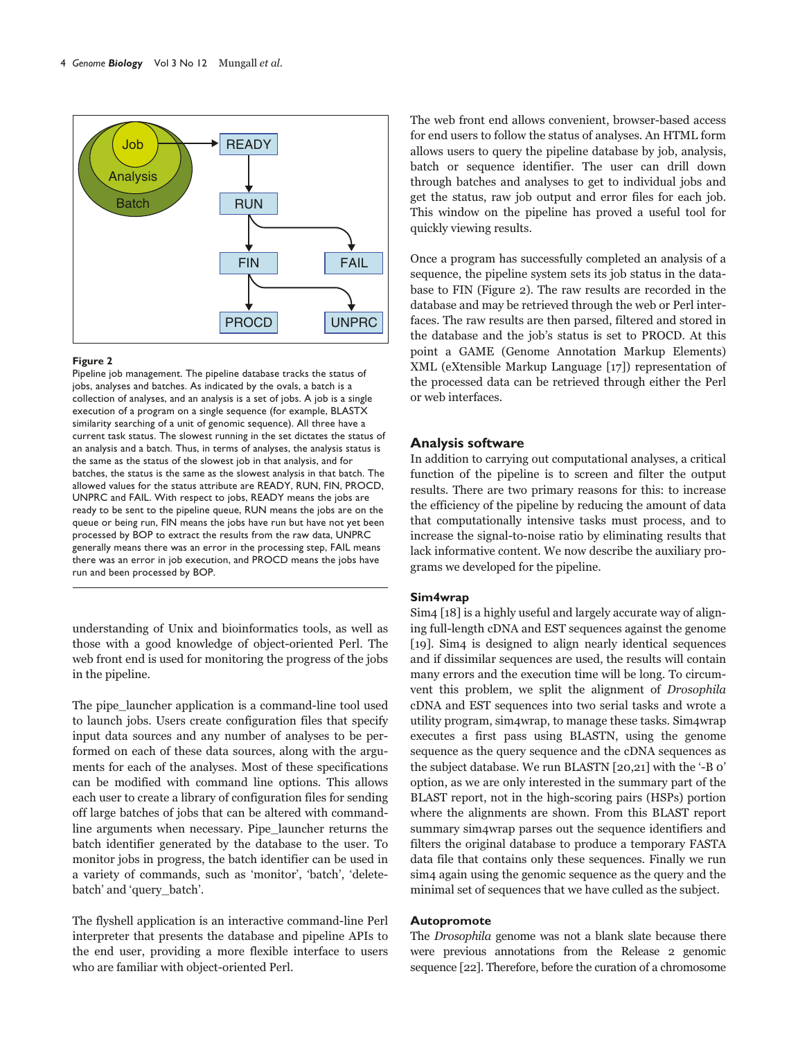**Figure 2**

Pipeline job management. The pipeline database tracks the status of jobs, analyses and batches. As indicated by the ovals, a batch is a collection of analyses, and an analysis is a set of jobs. A job is a single execution of a program on a single sequence (for example, BLASTX similarity searching of a unit of genomic sequence). All three have a current task status. The slowest running in the set dictates the status of an analysis and a batch. Thus, in terms of analyses, the analysis status is the same as the status of the slowest job in that analysis, and for batches, the status is the same as the slowest analysis in that batch. The allowed values for the status attribute are READY, RUN, FIN, PROCD, UNPRC and FAIL. With respect to jobs, READY means the jobs are ready to be sent to the pipeline queue, RUN means the jobs are on the queue or being run, FIN means the jobs have run but have not yet been processed by BOP to extract the results from the raw data, UNPRC generally means there was an error in the processing step, FAIL means there was an error in job execution, and PROCD means the jobs have run and been processed by BOP.

understanding of Unix and bioinformatics tools, as well as those with a good knowledge of object-oriented Perl. The web front end is used for monitoring the progress of the jobs in the pipeline.

The pipe_launcher application is a command-line tool used to launch jobs. Users create configuration files that specify input data sources and any number of analyses to be performed on each of these data sources, along with the arguments for each of the analyses. Most of these specifications can be modified with command line options. This allows each user to create a library of configuration files for sending off large batches of jobs that can be altered with command-line arguments when necessary. Pipe_launcher returns the batch identifier generated by the database to the user. To monitor jobs in progress, the batch identifier can be used in a variety of commands, such as 'monitor', 'batch', 'delete-batch' and 'query_batch'.

The flyshell application is an interactive command-line Perl interpreter that presents the database and pipeline APIs to the end user, providing a more flexible interface to users who are familiar with object-oriented Perl.

The web front end allows convenient, browser-based access for end users to follow the status of analyses. An HTML form allows users to query the pipeline database by job, analysis, batch or sequence identifier. The user can drill down through batches and analyses to get to individual jobs and get the status, raw job output and error files for each job. This window on the pipeline has proved a useful tool for quickly viewing results.

Once a program has successfully completed an analysis of a sequence, the pipeline system sets its job status in the database to FIN (Figure 2). The raw results are recorded in the database and may be retrieved through the web or Perl interfaces. The raw results are then parsed, filtered and stored in the database and the job's status is set to PROCD. At this point a GAME (Genome Annotation Markup Elements) XML (eXtensible Markup Language [17]) representation of the processed data can be retrieved through either the Perl or web interfaces.

## Analysis software

In addition to carrying out computational analyses, a critical function of the pipeline is to screen and filter the output results. There are two primary reasons for this: to increase the efficiency of the pipeline by reducing the amount of data that computationally intensive tasks must process, and to increase the signal-to-noise ratio by eliminating results that lack informative content. We now describe the auxiliary programs we developed for the pipeline.

### Sim4wrap

Sim4 [18] is a highly useful and largely accurate way of aligning full-length cDNA and EST sequences against the genome [19]. Sim4 is designed to align nearly identical sequences and if dissimilar sequences are used, the results will contain many errors and the execution time will be long. To circumvent this problem, we split the alignment of *Drosophila* cDNA and EST sequences into two serial tasks and wrote a utility program, sim4wrap, to manage these tasks. Sim4wrap executes a first pass using BLASTN, using the genome sequence as the query sequence and the cDNA sequences as the subject database. We run BLASTN [20,21] with the '-B 0' option, as we are only interested in the summary part of the BLAST report, not in the high-scoring pairs (HSPs) portion where the alignments are shown. From this BLAST report summary sim4wrap parses out the sequence identifiers and filters the original database to produce a temporary FASTA data file that contains only these sequences. Finally we run sim4 again using the genomic sequence as the query and the minimal set of sequences that we have culled as the subject.

### Autopromote

The *Drosophila* genome was not a blank slate because there were previous annotations from the Release 2 genomic sequence [22]. Therefore, before the curation of a chromosome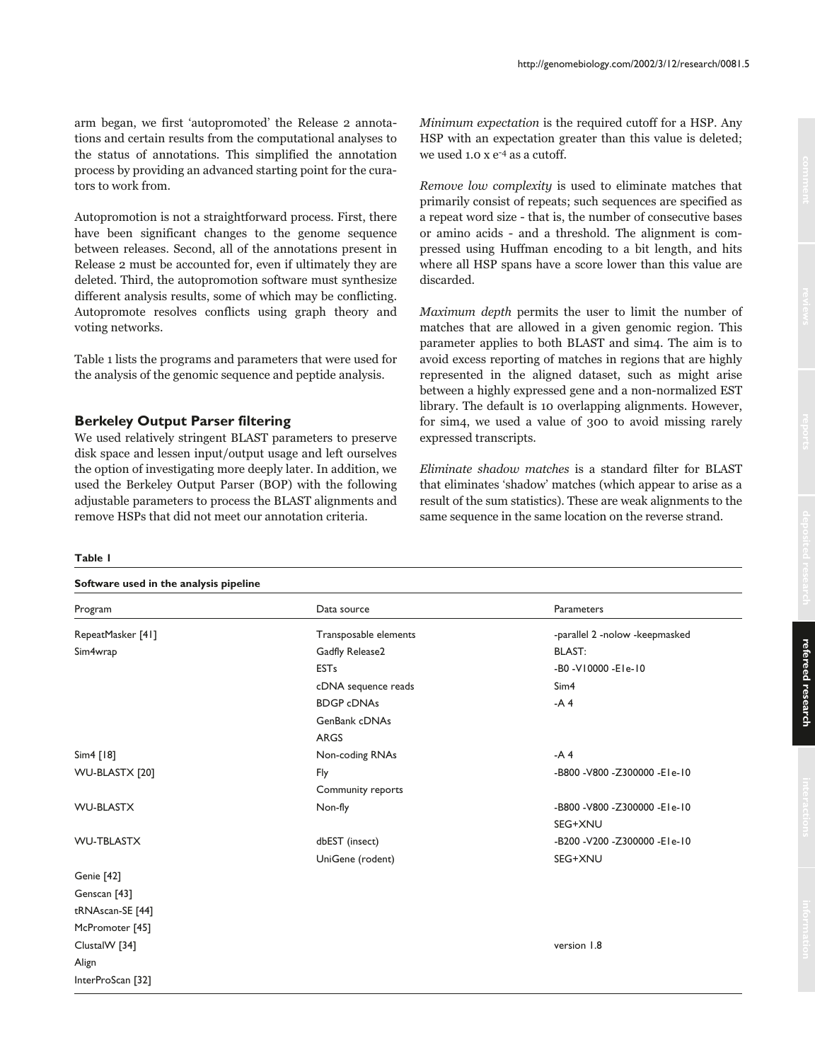arm began, we first 'autopromoted' the Release 2 annotations and certain results from the computational analyses to the status of annotations. This simplified the annotation process by providing an advanced starting point for the curators to work from.

Autopromotion is not a straightforward process. First, there have been significant changes to the genome sequence between releases. Second, all of the annotations present in Release 2 must be accounted for, even if ultimately they are deleted. Third, the autopromotion software must synthesize different analysis results, some of which may be conflicting. Autopromote resolves conflicts using graph theory and voting networks.

Table 1 lists the programs and parameters that were used for the analysis of the genomic sequence and peptide analysis.

### Berkeley Output Parser filtering

We used relatively stringent BLAST parameters to preserve disk space and lessen input/output usage and left ourselves the option of investigating more deeply later. In addition, we used the Berkeley Output Parser (BOP) with the following adjustable parameters to process the BLAST alignments and remove HSPs that did not meet our annotation criteria.

*Minimum expectation* is the required cutoff for a HSP. Any HSP with an expectation greater than this value is deleted; we used 1.0 x $e^{-4}$ as a cutoff.

*Remove low complexity* is used to eliminate matches that primarily consist of repeats; such sequences are specified as a repeat word size - that is, the number of consecutive bases or amino acids - and a threshold. The alignment is compressed using Huffman encoding to a bit length, and hits where all HSP spans have a score lower than this value are discarded.

*Maximum depth* permits the user to limit the number of matches that are allowed in a given genomic region. This parameter applies to both BLAST and sim4. The aim is to avoid excess reporting of matches in regions that are highly represented in the aligned dataset, such as might arise between a highly expressed gene and a non-normalized EST library. The default is 10 overlapping alignments. However, for sim4, we used a value of 300 to avoid missing rarely expressed transcripts.

*Eliminate shadow matches* is a standard filter for BLAST that eliminates 'shadow' matches (which appear to arise as a result of the sum statistics). These are weak alignments to the same sequence in the same location on the reverse strand.

**Table 1**

**Software used in the analysis pipeline**

| Program | Data source | Parameters |
|---|---|---|
| RepeatMasker [41] | Transposable elements | -parallel 2 -nolow -keepmasked |
| Sim4wrap | Gadfly Release2 | BLAST: |
| | ESTs | -B0 -V10000 -E1e-10 |
| | cDNA sequence reads | Sim4 |
| | BDGP cDNAs | -A 4 |
| | GenBank cDNAs | |
| | ARGS | |
| Sim4 [18] | Non-coding RNAs | -A 4 |
| WU-BLASTX [20] | Fly | -B800 -V800 -Z300000 -E1e-10 |
| | Community reports | |
| WU-BLASTX | Non-fly | -B800 -V800 -Z300000 -E1e-10 |
| | | SEG+XNU |
| WU-TBLASTX | dbEST (insect) | -B200 -V200 -Z300000 -E1e-10 |
| | UniGene (rodent) | SEG+XNU |
| Genie [42] | | |
| Genscan [43] | | |
| tRNAscan-SE [44] | | |
| McPromoter [45] | | |
| ClustalW [34] | | version 1.8 |
| Align | | |
| InterProScan [32] | | |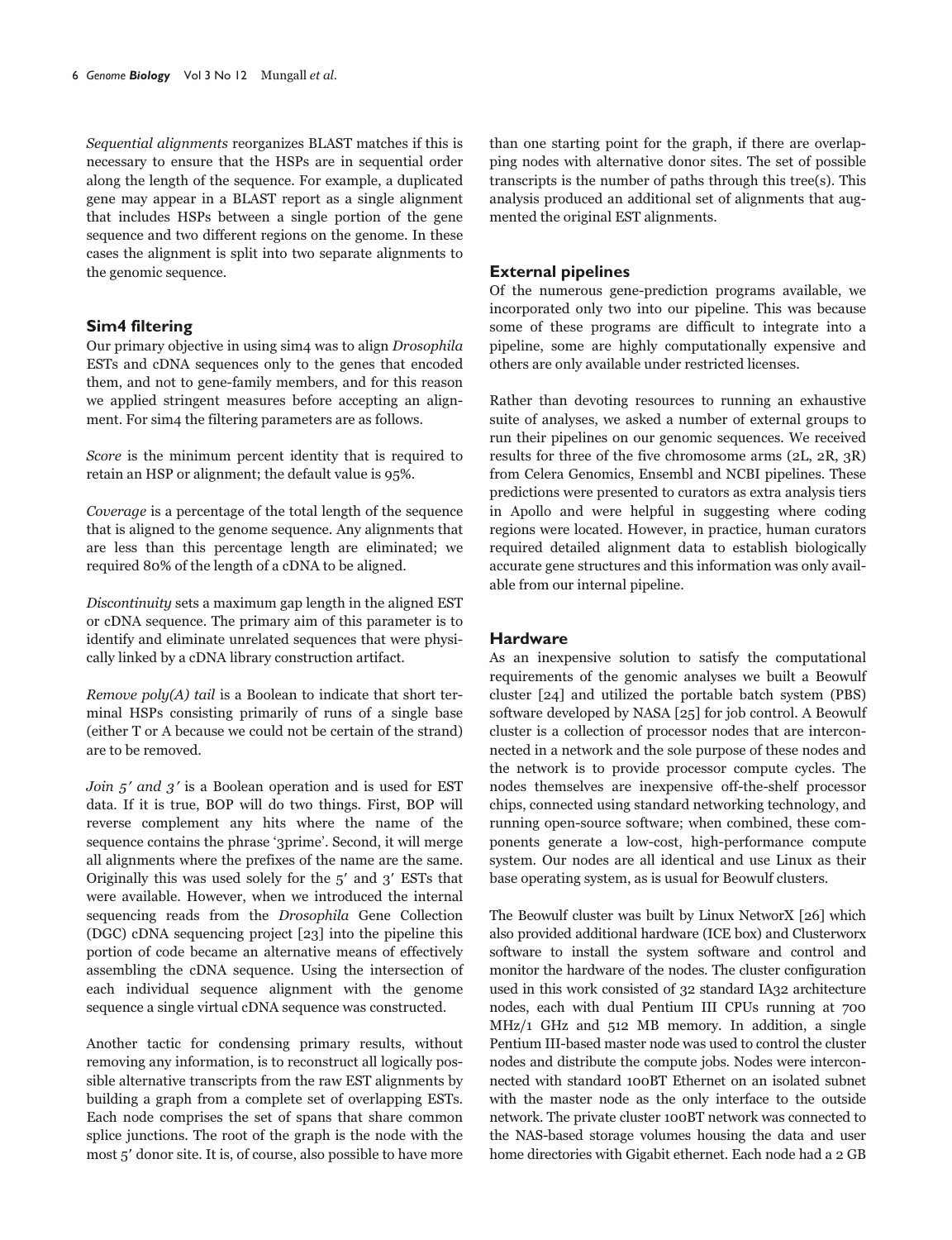*Sequential alignments* reorganizes BLAST matches if this is necessary to ensure that the HSPs are in sequential order along the length of the sequence. For example, a duplicated gene may appear in a BLAST report as a single alignment that includes HSPs between a single portion of the gene sequence and two different regions on the genome. In these cases the alignment is split into two separate alignments to the genomic sequence.

### Sim4 filtering

Our primary objective in using sim4 was to align *Drosophila* ESTs and cDNA sequences only to the genes that encoded them, and not to gene-family members, and for this reason we applied stringent measures before accepting an alignment. For sim4 the filtering parameters are as follows.

*Score* is the minimum percent identity that is required to retain an HSP or alignment; the default value is 95%.

*Coverage* is a percentage of the total length of the sequence that is aligned to the genome sequence. Any alignments that are less than this percentage length are eliminated; we required 80% of the length of a cDNA to be aligned.

*Discontinuity* sets a maximum gap length in the aligned EST or cDNA sequence. The primary aim of this parameter is to identify and eliminate unrelated sequences that were physically linked by a cDNA library construction artifact.

*Remove poly(A) tail* is a Boolean to indicate that short terminal HSPs consisting primarily of runs of a single base (either T or A because we could not be certain of the strand) are to be removed.

*Join 5′ and 3′* is a Boolean operation and is used for EST data. If it is true, BOP will do two things. First, BOP will reverse complement any hits where the name of the sequence contains the phrase '3prime'. Second, it will merge all alignments where the prefixes of the name are the same. Originally this was used solely for the 5′ and 3′ ESTs that were available. However, when we introduced the internal sequencing reads from the *Drosophila* Gene Collection (DGC) cDNA sequencing project [23] into the pipeline this portion of code became an alternative means of effectively assembling the cDNA sequence. Using the intersection of each individual sequence alignment with the genome sequence a single virtual cDNA sequence was constructed.

Another tactic for condensing primary results, without removing any information, is to reconstruct all logically possible alternative transcripts from the raw EST alignments by building a graph from a complete set of overlapping ESTs. Each node comprises the set of spans that share common splice junctions. The root of the graph is the node with the most 5′ donor site. It is, of course, also possible to have more than one starting point for the graph, if there are overlapping nodes with alternative donor sites. The set of possible transcripts is the number of paths through this tree(s). This analysis produced an additional set of alignments that augmented the original EST alignments.

### External pipelines

Of the numerous gene-prediction programs available, we incorporated only two into our pipeline. This was because some of these programs are difficult to integrate into a pipeline, some are highly computationally expensive and others are only available under restricted licenses.

Rather than devoting resources to running an exhaustive suite of analyses, we asked a number of external groups to run their pipelines on our genomic sequences. We received results for three of the five chromosome arms (2L, 2R, 3R) from Celera Genomics, Ensembl and NCBI pipelines. These predictions were presented to curators as extra analysis tiers in Apollo and were helpful in suggesting where coding regions were located. However, in practice, human curators required detailed alignment data to establish biologically accurate gene structures and this information was only available from our internal pipeline.

### Hardware

As an inexpensive solution to satisfy the computational requirements of the genomic analyses we built a Beowulf cluster [24] and utilized the portable batch system (PBS) software developed by NASA [25] for job control. A Beowulf cluster is a collection of processor nodes that are interconnected in a network and the sole purpose of these nodes and the network is to provide processor compute cycles. The nodes themselves are inexpensive off-the-shelf processor chips, connected using standard networking technology, and running open-source software; when combined, these components generate a low-cost, high-performance compute system. Our nodes are all identical and use Linux as their base operating system, as is usual for Beowulf clusters.

The Beowulf cluster was built by Linux NetworX [26] which also provided additional hardware (ICE box) and Clusterworx software to install the system software and control and monitor the hardware of the nodes. The cluster configuration used in this work consisted of 32 standard IA32 architecture nodes, each with dual Pentium III CPUs running at 700 MHz/1 GHz and 512 MB memory. In addition, a single Pentium III-based master node was used to control the cluster nodes and distribute the compute jobs. Nodes were interconnected with standard 100BT Ethernet on an isolated subnet with the master node as the only interface to the outside network. The private cluster 100BT network was connected to the NAS-based storage volumes housing the data and user home directories with Gigabit ethernet. Each node had a 2 GB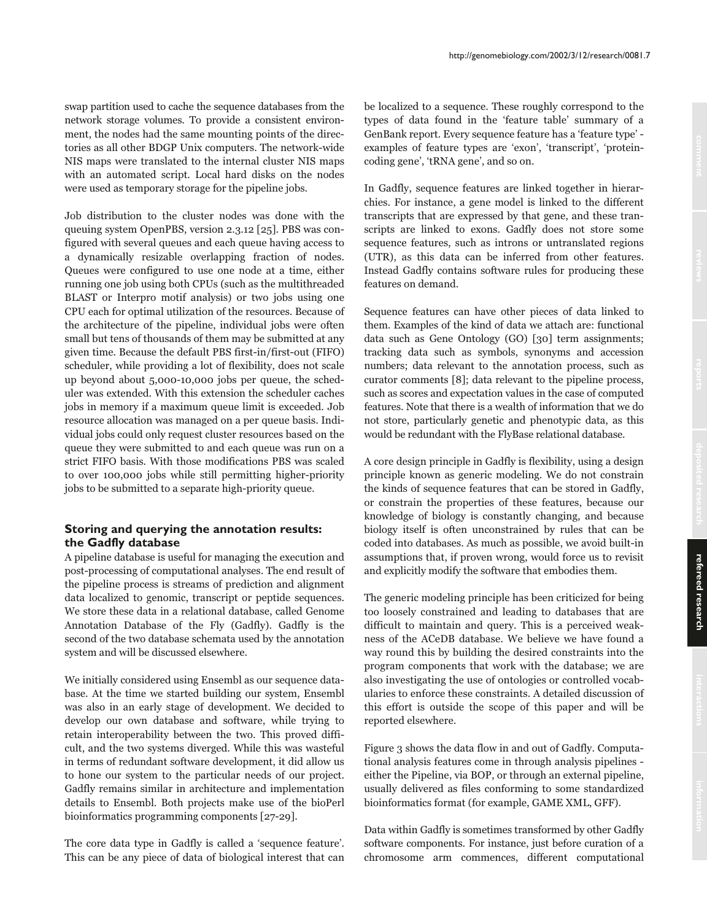swap partition used to cache the sequence databases from the network storage volumes. To provide a consistent environment, the nodes had the same mounting points of the directories as all other BDGP Unix computers. The network-wide NIS maps were translated to the internal cluster NIS maps with an automated script. Local hard disks on the nodes were used as temporary storage for the pipeline jobs.

Job distribution to the cluster nodes was done with the queuing system OpenPBS, version 2.3.12 [25]. PBS was configured with several queues and each queue having access to a dynamically resizable overlapping fraction of nodes. Queues were configured to use one node at a time, either running one job using both CPUs (such as the multithreaded BLAST or Interpro motif analysis) or two jobs using one CPU each for optimal utilization of the resources. Because of the architecture of the pipeline, individual jobs were often small but tens of thousands of them may be submitted at any given time. Because the default PBS first-in/first-out (FIFO) scheduler, while providing a lot of flexibility, does not scale up beyond about 5,000-10,000 jobs per queue, the scheduler was extended. With this extension the scheduler caches jobs in memory if a maximum queue limit is exceeded. Job resource allocation was managed on a per queue basis. Individual jobs could only request cluster resources based on the queue they were submitted to and each queue was run on a strict FIFO basis. With those modifications PBS was scaled to over 100,000 jobs while still permitting higher-priority jobs to be submitted to a separate high-priority queue.

## Storing and querying the annotation results: the Gadfly database

A pipeline database is useful for managing the execution and post-processing of computational analyses. The end result of the pipeline process is streams of prediction and alignment data localized to genomic, transcript or peptide sequences. We store these data in a relational database, called Genome Annotation Database of the Fly (Gadfly). Gadfly is the second of the two database schemata used by the annotation system and will be discussed elsewhere.

We initially considered using Ensembl as our sequence database. At the time we started building our system, Ensembl was also in an early stage of development. We decided to develop our own database and software, while trying to retain interoperability between the two. This proved difficult, and the two systems diverged. While this was wasteful in terms of redundant software development, it did allow us to hone our system to the particular needs of our project. Gadfly remains similar in architecture and implementation details to Ensembl. Both projects make use of the bioPerl bioinformatics programming components [27-29].

The core data type in Gadfly is called a 'sequence feature'. This can be any piece of data of biological interest that can be localized to a sequence. These roughly correspond to the types of data found in the 'feature table' summary of a GenBank report. Every sequence feature has a 'feature type' - examples of feature types are 'exon', 'transcript', 'protein-coding gene', 'tRNA gene', and so on.

In Gadfly, sequence features are linked together in hierarchies. For instance, a gene model is linked to the different transcripts that are expressed by that gene, and these transcripts are linked to exons. Gadfly does not store some sequence features, such as introns or untranslated regions (UTR), as this data can be inferred from other features. Instead Gadfly contains software rules for producing these features on demand.

Sequence features can have other pieces of data linked to them. Examples of the kind of data we attach are: functional data such as Gene Ontology (GO) [30] term assignments; tracking data such as symbols, synonyms and accession numbers; data relevant to the annotation process, such as curator comments [8]; data relevant to the pipeline process, such as scores and expectation values in the case of computed features. Note that there is a wealth of information that we do not store, particularly genetic and phenotypic data, as this would be redundant with the FlyBase relational database.

A core design principle in Gadfly is flexibility, using a design principle known as generic modeling. We do not constrain the kinds of sequence features that can be stored in Gadfly, or constrain the properties of these features, because our knowledge of biology is constantly changing, and because biology itself is often unconstrained by rules that can be coded into databases. As much as possible, we avoid built-in assumptions that, if proven wrong, would force us to revisit and explicitly modify the software that embodies them.

The generic modeling principle has been criticized for being too loosely constrained and leading to databases that are difficult to maintain and query. This is a perceived weakness of the ACeDB database. We believe we have found a way round this by building the desired constraints into the program components that work with the database; we are also investigating the use of ontologies or controlled vocabularies to enforce these constraints. A detailed discussion of this effort is outside the scope of this paper and will be reported elsewhere.

Figure 3 shows the data flow in and out of Gadfly. Computational analysis features come in through analysis pipelines - either the Pipeline, via BOP, or through an external pipeline, usually delivered as files conforming to some standardized bioinformatics format (for example, GAME XML, GFF).

Data within Gadfly is sometimes transformed by other Gadfly software components. For instance, just before curation of a chromosome arm commences, different computational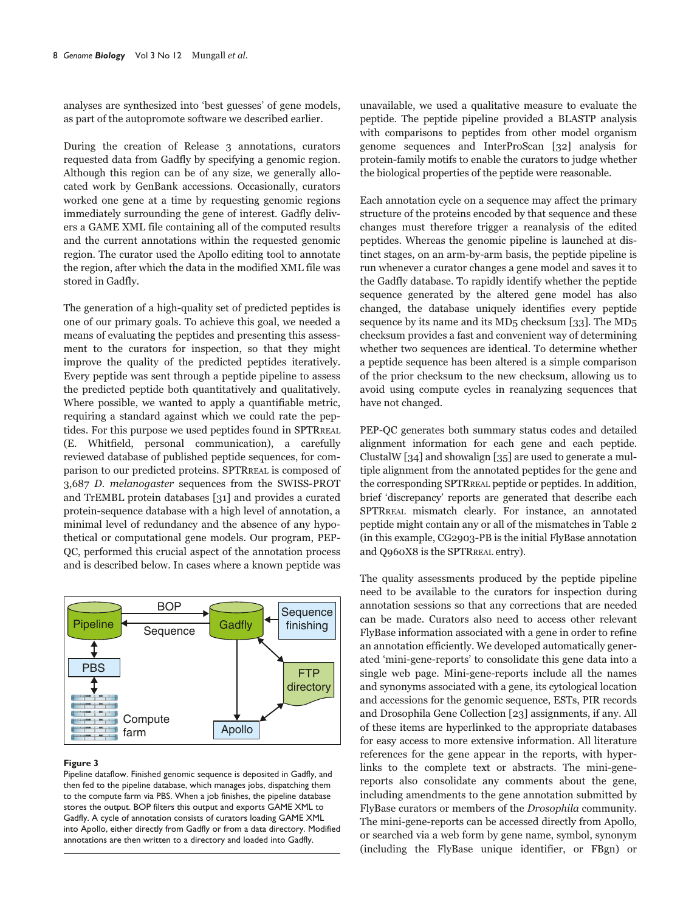analyses are synthesized into 'best guesses' of gene models, as part of the autopromote software we described earlier.

During the creation of Release 3 annotations, curators requested data from Gadfly by specifying a genomic region. Although this region can be of any size, we generally allocated work by GenBank accessions. Occasionally, curators worked one gene at a time by requesting genomic regions immediately surrounding the gene of interest. Gadfly delivers a GAME XML file containing all of the computed results and the current annotations within the requested genomic region. The curator used the Apollo editing tool to annotate the region, after which the data in the modified XML file was stored in Gadfly.

The generation of a high-quality set of predicted peptides is one of our primary goals. To achieve this goal, we needed a means of evaluating the peptides and presenting this assessment to the curators for inspection, so that they might improve the quality of the predicted peptides iteratively. Every peptide was sent through a peptide pipeline to assess the predicted peptide both quantitatively and qualitatively. Where possible, we wanted to apply a quantifiable metric, requiring a standard against which we could rate the peptides. For this purpose we used peptides found in SPTRREAL (E. Whitfield, personal communication), a carefully reviewed database of published peptide sequences, for comparison to our predicted proteins. SPTRREAL is composed of 3,687 *D. melanogaster* sequences from the SWISS-PROT and TrEMBL protein databases [31] and provides a curated protein-sequence database with a high level of annotation, a minimal level of redundancy and the absence of any hypothetical or computational gene models. Our program, PEP-QC, performed this crucial aspect of the annotation process and is described below. In cases where a known peptide was unavailable, we used a qualitative measure to evaluate the peptide. The peptide pipeline provided a BLASTP analysis with comparisons to peptides from other model organism genome sequences and InterProScan [32] analysis for protein-family motifs to enable the curators to judge whether the biological properties of the peptide were reasonable.

BOP

Pipeline

Sequence

Gadfly

Sequence finishing

PBS

FTP directory

Compute farm

Apollo

**Figure 3**

Pipeline dataflow. Finished genomic sequence is deposited in Gadfly, and then fed to the pipeline database, which manages jobs, dispatching them to the compute farm via PBS. When a job finishes, the pipeline database stores the output. BOP filters this output and exports GAME XML to Gadfly. A cycle of annotation consists of curators loading GAME XML into Apollo, either directly from Gadfly or from a data directory. Modified annotations are then written to a directory and loaded into Gadfly.

Each annotation cycle on a sequence may affect the primary structure of the proteins encoded by that sequence and these changes must therefore trigger a reanalysis of the edited peptides. Whereas the genomic pipeline is launched at distinct stages, on an arm-by-arm basis, the peptide pipeline is run whenever a curator changes a gene model and saves it to the Gadfly database. To rapidly identify whether the peptide sequence generated by the altered gene model has also changed, the database uniquely identifies every peptide sequence by its name and its MD5 checksum [33]. The MD5 checksum provides a fast and convenient way of determining whether two sequences are identical. To determine whether a peptide sequence has been altered is a simple comparison of the prior checksum to the new checksum, allowing us to avoid using compute cycles in reanalyzing sequences that have not changed.

PEP-QC generates both summary status codes and detailed alignment information for each gene and each peptide. ClustalW [34] and showalign [35] are used to generate a multiple alignment from the annotated peptides for the gene and the corresponding SPTRREAL peptide or peptides. In addition, brief 'discrepancy' reports are generated that describe each SPTRREAL mismatch clearly. For instance, an annotated peptide might contain any or all of the mismatches in Table 2 (in this example, CG2903-PB is the initial FlyBase annotation and Q960X8 is the SPTRREAL entry).

The quality assessments produced by the peptide pipeline need to be available to the curators for inspection during annotation sessions so that any corrections that are needed can be made. Curators also need to access other relevant FlyBase information associated with a gene in order to refine an annotation efficiently. We developed automatically generated 'mini-gene-reports' to consolidate this gene data into a single web page. Mini-gene-reports include all the names and synonyms associated with a gene, its cytological location and accessions for the genomic sequence, ESTs, PIR records and Drosophila Gene Collection [23] assignments, if any. All of these items are hyperlinked to the appropriate databases for easy access to more extensive information. All literature references for the gene appear in the reports, with hyperlinks to the complete text or abstracts. The mini-gene-reports also consolidate any comments about the gene, including amendments to the gene annotation submitted by FlyBase curators or members of the *Drosophila* community. The mini-gene-reports can be accessed directly from Apollo, or searched via a web form by gene name, symbol, synonym (including the FlyBase unique identifier, or FBgn) or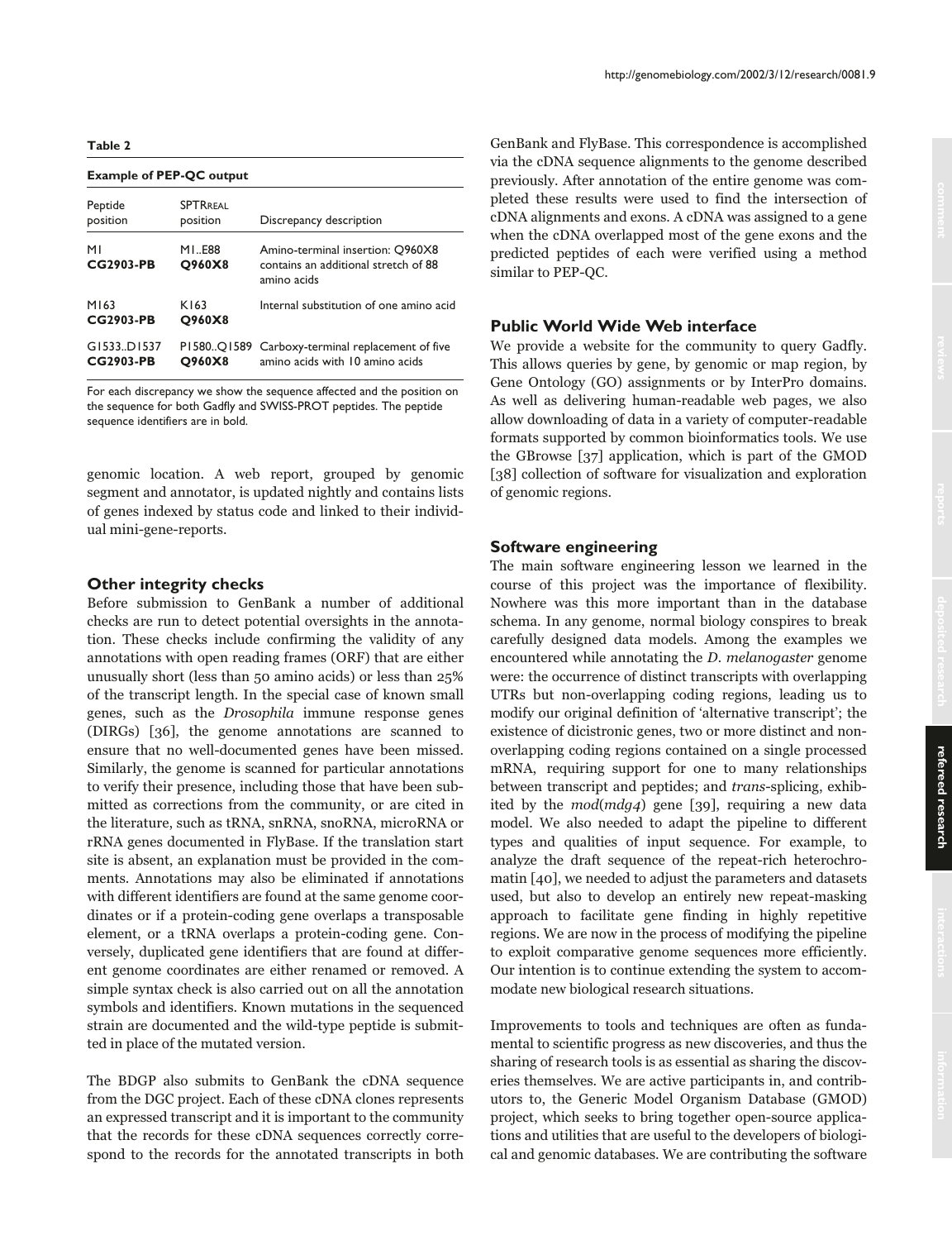**Table 2**

**Example of PEP-QC output**

| Peptide position | SPTRREAL position | Discrepancy description |
|---|---|---|
| M1<br>**CG2903-PB** | M1..E88<br>**Q960X8** | Amino-terminal insertion: Q960X8 contains an additional stretch of 88 amino acids |
| M163<br>**CG2903-PB** | K163<br>**Q960X8** | Internal substitution of one amino acid |
| G1533..D1537<br>**CG2903-PB** | P1580..Q1589<br>**Q960X8** | Carboxy-terminal replacement of five amino acids with 10 amino acids |

For each discrepancy we show the sequence affected and the position on the sequence for both Gadfly and SWISS-PROT peptides. The peptide sequence identifiers are in bold.

genomic location. A web report, grouped by genomic segment and annotator, is updated nightly and contains lists of genes indexed by status code and linked to their individual mini-gene-reports.

## Other integrity checks

Before submission to GenBank a number of additional checks are run to detect potential oversights in the annotation. These checks include confirming the validity of any annotations with open reading frames (ORF) that are either unusually short (less than 50 amino acids) or less than 25% of the transcript length. In the special case of known small genes, such as the *Drosophila* immune response genes (DIRGs) [36], the genome annotations are scanned to ensure that no well-documented genes have been missed. Similarly, the genome is scanned for particular annotations to verify their presence, including those that have been submitted as corrections from the community, or are cited in the literature, such as tRNA, snRNA, snoRNA, microRNA or rRNA genes documented in FlyBase. If the translation start site is absent, an explanation must be provided in the comments. Annotations may also be eliminated if annotations with different identifiers are found at the same genome coordinates or if a protein-coding gene overlaps a transposable element, or a tRNA overlaps a protein-coding gene. Conversely, duplicated gene identifiers that are found at different genome coordinates are either renamed or removed. A simple syntax check is also carried out on all the annotation symbols and identifiers. Known mutations in the sequenced strain are documented and the wild-type peptide is submitted in place of the mutated version.

The BDGP also submits to GenBank the cDNA sequence from the DGC project. Each of these cDNA clones represents an expressed transcript and it is important to the community that the records for these cDNA sequences correctly correspond to the records for the annotated transcripts in both GenBank and FlyBase. This correspondence is accomplished via the cDNA sequence alignments to the genome described previously. After annotation of the entire genome was completed these results were used to find the intersection of cDNA alignments and exons. A cDNA was assigned to a gene when the cDNA overlapped most of the gene exons and the predicted peptides of each were verified using a method similar to PEP-QC.

## Public World Wide Web interface

We provide a website for the community to query Gadfly. This allows queries by gene, by genomic or map region, by Gene Ontology (GO) assignments or by InterPro domains. As well as delivering human-readable web pages, we also allow downloading of data in a variety of computer-readable formats supported by common bioinformatics tools. We use the GBrowse [37] application, which is part of the GMOD [38] collection of software for visualization and exploration of genomic regions.

## Software engineering

The main software engineering lesson we learned in the course of this project was the importance of flexibility. Nowhere was this more important than in the database schema. In any genome, normal biology conspires to break carefully designed data models. Among the examples we encountered while annotating the *D. melanogaster* genome were: the occurrence of distinct transcripts with overlapping UTRs but non-overlapping coding regions, leading us to modify our original definition of 'alternative transcript'; the existence of dicistronic genes, two or more distinct and non-overlapping coding regions contained on a single processed mRNA, requiring support for one to many relationships between transcript and peptides; and *trans*-splicing, exhibited by the *mod*(*mdg4*) gene [39], requiring a new data model. We also needed to adapt the pipeline to different types and qualities of input sequence. For example, to analyze the draft sequence of the repeat-rich heterochromatin [40], we needed to adjust the parameters and datasets used, but also to develop an entirely new repeat-masking approach to facilitate gene finding in highly repetitive regions. We are now in the process of modifying the pipeline to exploit comparative genome sequences more efficiently. Our intention is to continue extending the system to accommodate new biological research situations.

Improvements to tools and techniques are often as fundamental to scientific progress as new discoveries, and thus the sharing of research tools is as essential as sharing the discoveries themselves. We are active participants in, and contributors to, the Generic Model Organism Database (GMOD) project, which seeks to bring together open-source applications and utilities that are useful to the developers of biological and genomic databases. We are contributing the software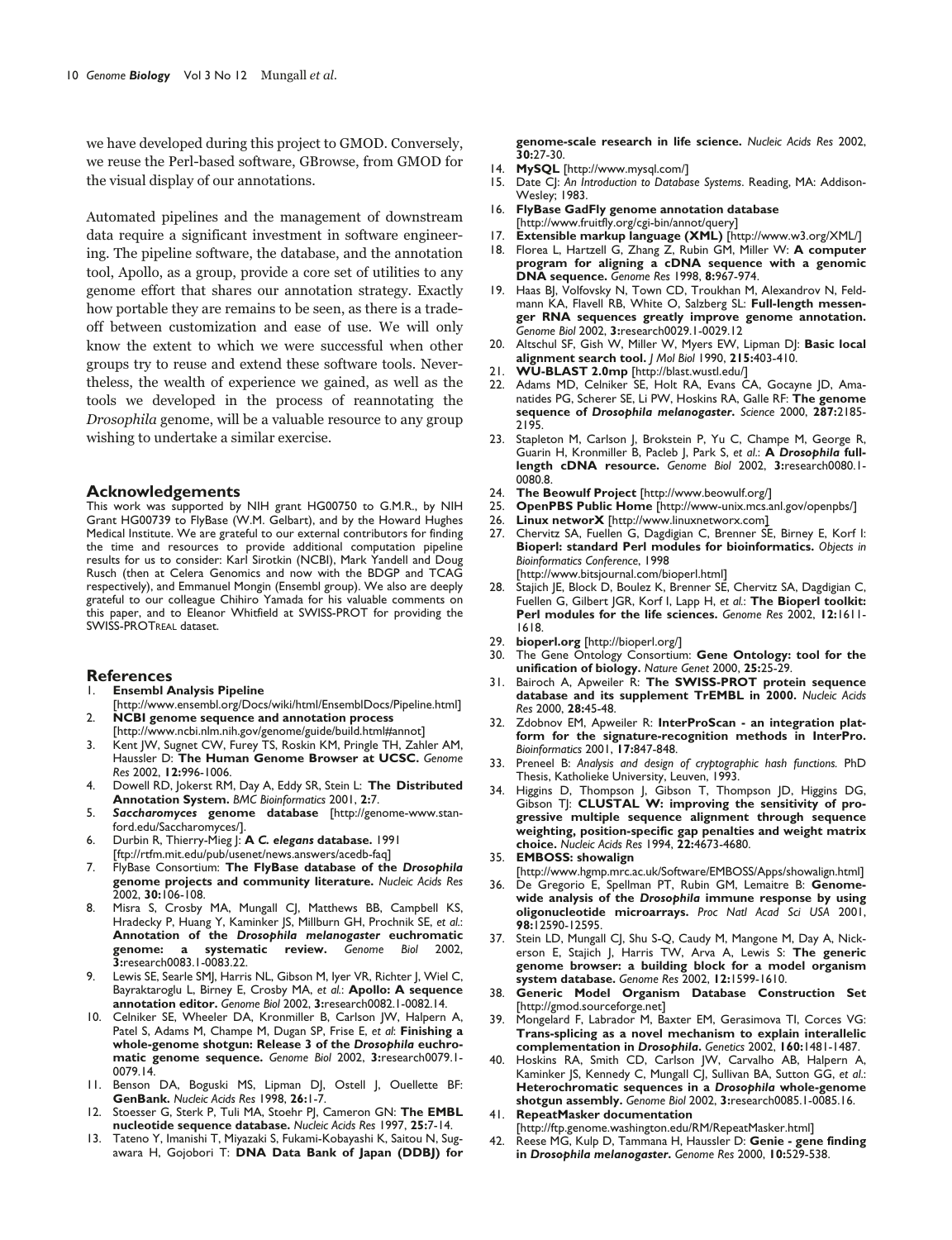we have developed during this project to GMOD. Conversely, we reuse the Perl-based software, GBrowse, from GMOD for the visual display of our annotations.

Automated pipelines and the management of downstream data require a significant investment in software engineering. The pipeline software, the database, and the annotation tool, Apollo, as a group, provide a core set of utilities to any genome effort that shares our annotation strategy. Exactly how portable they are remains to be seen, as there is a trade-off between customization and ease of use. We will only know the extent to which we were successful when other groups try to reuse and extend these software tools. Nevertheless, the wealth of experience we gained, as well as the tools we developed in the process of reannotating the *Drosophila* genome, will be a valuable resource to any group wishing to undertake a similar exercise.

## Acknowledgements

This work was supported by NIH grant HG00750 to G.M.R., by NIH Grant HG00739 to FlyBase (W.M. Gelbart), and by the Howard Hughes Medical Institute. We are grateful to our external contributors for finding the time and resources to provide additional computation pipeline results for us to consider: Karl Sirotkin (NCBI), Mark Yandell and Doug Rusch (then at Celera Genomics and now with the BDGP and TCAG respectively), and Emmanuel Mongin (Ensembl group). We also are deeply grateful to our colleague Chihiro Yamada for his valuable comments on this paper, and to Eleanor Whitfield at SWISS-PROT for providing the SWISS-PROTREAL dataset.

## References

1. **Ensembl Analysis Pipeline** [http://www.ensembl.org/Docs/wiki/html/EnsemblDocs/Pipeline.html]
2. **NCBI genome sequence and annotation process** [http://www.ncbi.nlm.nih.gov/genome/guide/build.html#annot]
3. Kent JW, Sugnet CW, Furey TS, Roskin KM, Pringle TH, Zahler AM, Haussler D: **The Human Genome Browser at UCSC.** *Genome Res* 2002, **12:**996-1006.
4. Dowell RD, Jokerst RM, Day A, Eddy SR, Stein L: **The Distributed Annotation System.** *BMC Bioinformatics* 2001, **2:**7.
5. ***Saccharomyces* genome database** [http://genome-www.stanford.edu/Saccharomyces/].
6. Durbin R, Thierry-Mieg J: **A *C. elegans* database.** 1991 [ftp://rtfm.mit.edu/pub/usenet/news.answers/acedb-faq]
7. FlyBase Consortium: **The FlyBase database of the *Drosophila* genome projects and community literature.** *Nucleic Acids Res* 2002, **30:**106-108.
8. Misra S, Crosby MA, Mungall CJ, Matthews BB, Campbell KS, Hradecky P, Huang Y, Kaminker JS, Millburn GH, Prochnik SE, *et al.*: **Annotation of the *Drosophila melanogaster* euchromatic genome: a systematic review.** *Genome Biol* 2002, **3:**research0083.1-0083.22.
9. Lewis SE, Searle SMJ, Harris NL, Gibson M, Iyer VR, Richter J, Wiel C, Bayraktaroglu L, Birney E, Crosby MA, *et al.*: **Apollo: A sequence annotation editor.** *Genome Biol* 2002, **3:**research0082.1-0082.14.
10. Celniker SE, Wheeler DA, Kronmiller B, Carlson JW, Halpern A, Patel S, Adams M, Champe M, Dugan SP, Frise E, *et al*: **Finishing a whole-genome shotgun: Release 3 of the *Drosophila* euchromatic genome sequence.** *Genome Biol* 2002, **3:**research0079.1-0079.14.
11. Benson DA, Boguski MS, Lipman DJ, Ostell J, Ouellette BF: **GenBank.** *Nucleic Acids Res* 1998, **26:**1-7.
12. Stoesser G, Sterk P, Tuli MA, Stoehr PJ, Cameron GN: **The EMBL nucleotide sequence database.** *Nucleic Acids Res* 1997, **25:**7-14.
13. Tateno Y, Imanishi T, Miyazaki S, Fukami-Kobayashi K, Saitou N, Sugawara H, Gojobori T: **DNA Data Bank of Japan (DDBJ) for genome-scale research in life science.** *Nucleic Acids Res* 2002, **30:**27-30.
14. **MySQL** [http://www.mysql.com/]
15. Date CJ: *An Introduction to Database Systems*. Reading, MA: Addison-Wesley; 1983.
16. **FlyBase GadFly genome annotation database** [http://www.fruitfly.org/cgi-bin/annot/query]
17. **Extensible markup language (XML)** [http://www.w3.org/XML/]
18. Florea L, Hartzell G, Zhang Z, Rubin GM, Miller W: **A computer program for aligning a cDNA sequence with a genomic DNA sequence.** *Genome Res* 1998, **8:**967-974.
19. Haas BJ, Volfovsky N, Town CD, Troukhan M, Alexandrov N, Feldmann KA, Flavell RB, White O, Salzberg SL: **Full-length messenger RNA sequences greatly improve genome annotation.** *Genome Biol* 2002, **3:**research0029.1-0029.12
20. Altschul SF, Gish W, Miller W, Myers EW, Lipman DJ: **Basic local alignment search tool.** *J Mol Biol* 1990, **215:**403-410.
21. **WU-BLAST 2.0mp** [http://blast.wustl.edu/]
22. Adams MD, Celniker SE, Holt RA, Evans CA, Gocayne JD, Amanatides PG, Scherer SE, Li PW, Hoskins RA, Galle RF: **The genome sequence of *Drosophila melanogaster*.** *Science* 2000, **287:**2185-2195.
23. Stapleton M, Carlson J, Brokstein P, Yu C, Champe M, George R, Guarin H, Kronmiller B, Pacleb J, Park S, *et al.*: **A *Drosophila* full-length cDNA resource.** *Genome Biol* 2002, **3:**research0080.1-0080.8.
24. **The Beowulf Project** [http://www.beowulf.org/]
25. **OpenPBS Public Home** [http://www-unix.mcs.anl.gov/openpbs/]
26. **Linux networX** [http://www.linuxnetworx.com]
27. Chervitz SA, Fuellen G, Dagdigian C, Brenner SE, Birney E, Korf I: **Bioperl: standard Perl modules for bioinformatics.** *Objects in Bioinformatics Conference*, 1998 [http://www.bitsjournal.com/bioperl.html]
28. Stajich JE, Block D, Boulez K, Brenner SE, Chervitz SA, Dagdigian C, Fuellen G, Gilbert JGR, Korf I, Lapp H, *et al.*: **The Bioperl toolkit: Perl modules for the life sciences.** *Genome Res* 2002, **12:**1611-1618.
29. **bioperl.org** [http://bioperl.org/]
30. The Gene Ontology Consortium: **Gene Ontology: tool for the unification of biology.** *Nature Genet* 2000, **25:**25-29.
31. Bairoch A, Apweiler R: **The SWISS-PROT protein sequence database and its supplement TrEMBL in 2000.** *Nucleic Acids Res* 2000, **28:**45-48.
32. Zdobnov EM, Apweiler R: **InterProScan - an integration platform for the signature-recognition methods in InterPro.** *Bioinformatics* 2001, **17:**847-848.
33. Preneel B: *Analysis and design of cryptographic hash functions.* PhD Thesis, Katholieke University, Leuven, 1993.
34. Higgins D, Thompson J, Gibson T, Thompson JD, Higgins DG, Gibson TJ: **CLUSTAL W: improving the sensitivity of progressive multiple sequence alignment through sequence weighting, position-specific gap penalties and weight matrix choice.** *Nucleic Acids Res* 1994, **22:**4673-4680.
35. **EMBOSS: showalign** [http://www.hgmp.mrc.ac.uk/Software/EMBOSS/Apps/showalign.html]
36. De Gregorio E, Spellman PT, Rubin GM, Lemaitre B: **Genome-wide analysis of the *Drosophila* immune response by using oligonucleotide microarrays.** *Proc Natl Acad Sci USA* 2001, **98:**12590-12595.
37. Stein LD, Mungall CJ, Shu S-Q, Caudy M, Mangone M, Day A, Nickerson E, Stajich J, Harris TW, Arva A, Lewis S: **The generic genome browser: a building block for a model organism system database.** *Genome Res* 2002, **12:**1599-1610.
38. **Generic Model Organism Database Construction Set** [http://gmod.sourceforge.net]
39. Mongelard F, Labrador M, Baxter EM, Gerasimova TI, Corces VG: **Trans-splicing as a novel mechanism to explain interallelic complementation in *Drosophila*.** *Genetics* 2002, **160:**1481-1487.
40. Hoskins RA, Smith CD, Carlson JW, Carvalho AB, Halpern A, Kaminker JS, Kennedy C, Mungall CJ, Sullivan BA, Sutton GG, *et al.*: **Heterochromatic sequences in a *Drosophila* whole-genome shotgun assembly.** *Genome Biol* 2002, **3:**research0085.1-0085.16.
41. **RepeatMasker documentation** [http://ftp.genome.washington.edu/RM/RepeatMasker.html]
42. Reese MG, Kulp D, Tammana H, Haussler D: **Genie - gene finding in *Drosophila melanogaster*.** *Genome Res* 2000, **10:**529-538.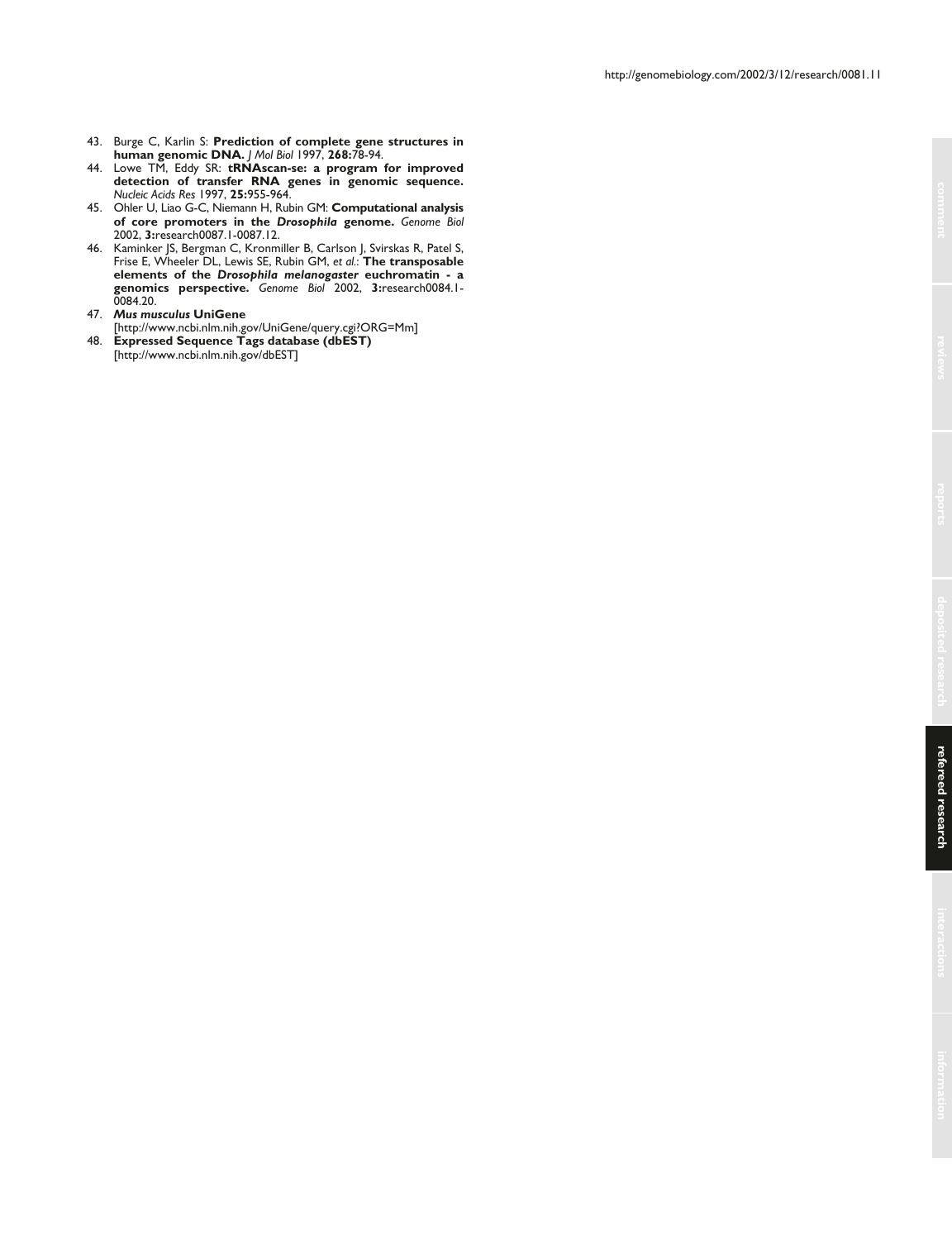43. Burge C, Karlin S: **Prediction of complete gene structures in human genomic DNA.** *J Mol Biol* 1997, **268:**78-94.
44. Lowe TM, Eddy SR: **tRNAscan-se: a program for improved detection of transfer RNA genes in genomic sequence.** *Nucleic Acids Res* 1997, **25:**955-964.
45. Ohler U, Liao G-C, Niemann H, Rubin GM: **Computational analysis of core promoters in the *Drosophila* genome.** *Genome Biol* 2002, **3:**research0087.1-0087.12.
46. Kaminker JS, Bergman C, Kronmiller B, Carlson J, Svirskas R, Patel S, Frise E, Wheeler DL, Lewis SE, Rubin GM, *et al.*: **The transposable elements of the *Drosophila melanogaster* euchromatin - a genomics perspective.** *Genome Biol* 2002, **3:**research0084.1-0084.20.
47. ***Mus musculus* UniGene** [http://www.ncbi.nlm.nih.gov/UniGene/query.cgi?ORG=Mm]
48. **Expressed Sequence Tags database (dbEST)** [http://www.ncbi.nlm.nih.gov/dbEST]